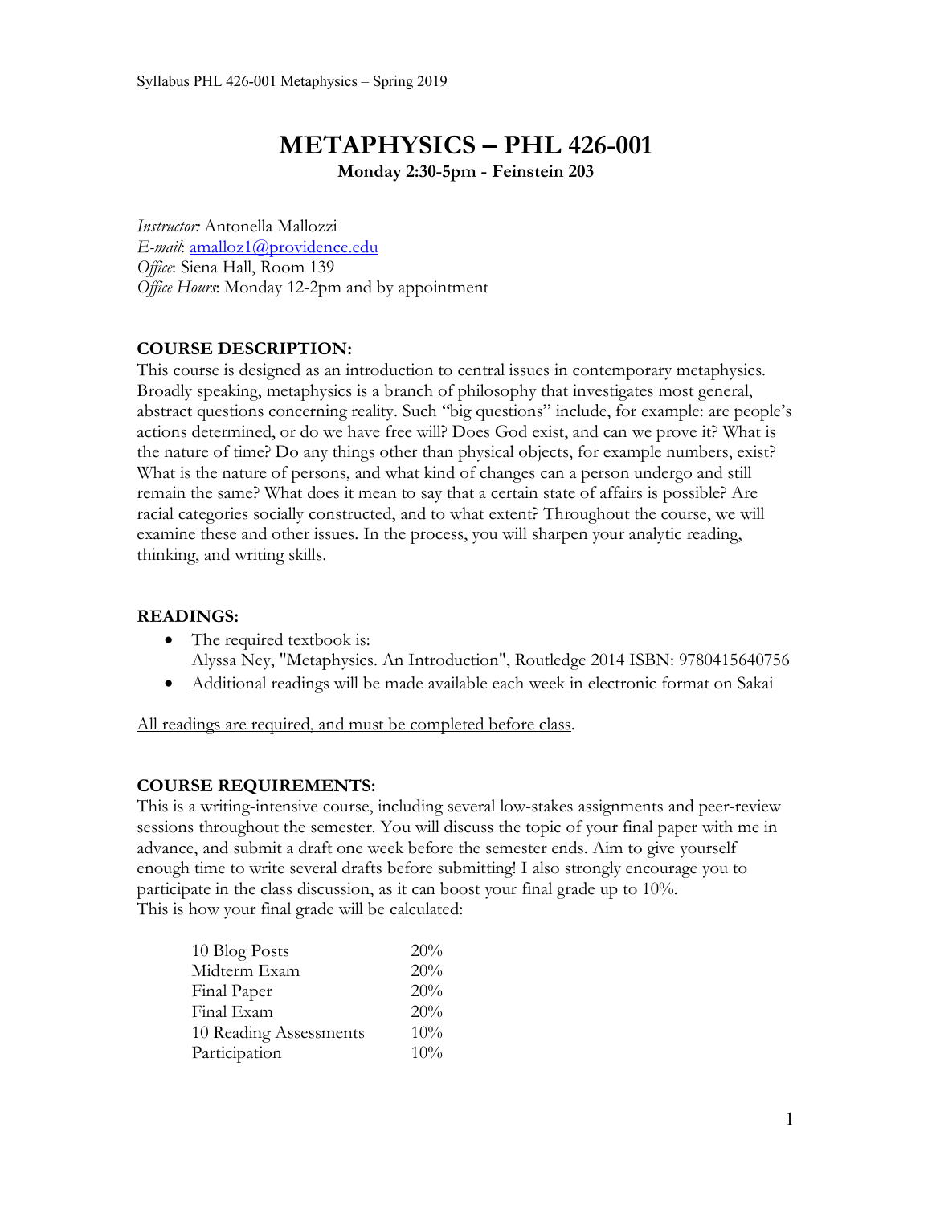# METAPHYSICS – PHL 426-001

**Monday 2:30-5pm - Feinstein 203**

*Instructor:* Antonella Mallozzi
*E-mail*: amalloz1@providence.edu
*Office*: Siena Hall, Room 139
*Office Hours*: Monday 12-2pm and by appointment

## COURSE DESCRIPTION:

This course is designed as an introduction to central issues in contemporary metaphysics. Broadly speaking, metaphysics is a branch of philosophy that investigates most general, abstract questions concerning reality. Such "big questions" include, for example: are people's actions determined, or do we have free will? Does God exist, and can we prove it? What is the nature of time? Do any things other than physical objects, for example numbers, exist? What is the nature of persons, and what kind of changes can a person undergo and still remain the same? What does it mean to say that a certain state of affairs is possible? Are racial categories socially constructed, and to what extent? Throughout the course, we will examine these and other issues. In the process, you will sharpen your analytic reading, thinking, and writing skills.

## READINGS:

- The required textbook is:
  Alyssa Ney, "Metaphysics. An Introduction", Routledge 2014 ISBN: 9780415640756
- Additional readings will be made available each week in electronic format on Sakai

<u>All readings are required, and must be completed before class</u>.

## COURSE REQUIREMENTS:

This is a writing-intensive course, including several low-stakes assignments and peer-review sessions throughout the semester. You will discuss the topic of your final paper with me in advance, and submit a draft one week before the semester ends. Aim to give yourself enough time to write several drafts before submitting! I also strongly encourage you to participate in the class discussion, as it can boost your final grade up to 10%.
This is how your final grade will be calculated:

| | |
|---|---|
| 10 Blog Posts | 20% |
| Midterm Exam | 20% |
| Final Paper | 20% |
| Final Exam | 20% |
| 10 Reading Assessments | 10% |
| Participation | 10% |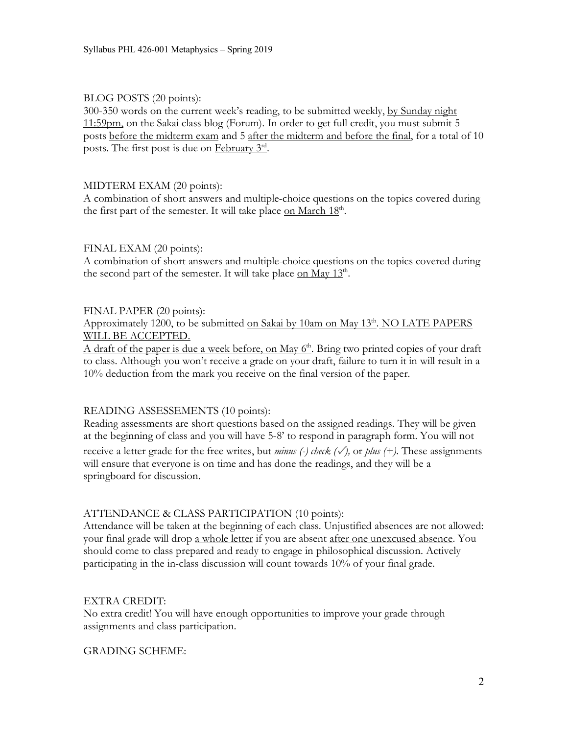BLOG POSTS (20 points):
300-350 words on the current week's reading, to be submitted weekly, <u>by Sunday night 11:59pm,</u> on the Sakai class blog (Forum). In order to get full credit, you must submit 5 posts <u>before the midterm exam</u> and 5 <u>after the midterm and before the final</u>, for a total of 10 posts. The first post is due on <u>February 3rd</u>.

MIDTERM EXAM (20 points):
A combination of short answers and multiple-choice questions on the topics covered during the first part of the semester. It will take place <u>on March 18th</u>.

FINAL EXAM (20 points):
A combination of short answers and multiple-choice questions on the topics covered during the second part of the semester. It will take place <u>on May 13th</u>.

FINAL PAPER (20 points):
Approximately 1200, to be submitted <u>on Sakai by 10am on May 13th. NO LATE PAPERS WILL BE ACCEPTED.</u>
<u>A draft of the paper is due a week before, on May 6th</u>. Bring two printed copies of your draft to class. Although you won't receive a grade on your draft, failure to turn it in will result in a 10% deduction from the mark you receive on the final version of the paper.

READING ASSESSEMENTS (10 points):
Reading assessments are short questions based on the assigned readings. They will be given at the beginning of class and you will have 5-8' to respond in paragraph form. You will not receive a letter grade for the free writes, but *minus (-) check (✓),* or *plus (+).* These assignments will ensure that everyone is on time and has done the readings, and they will be a springboard for discussion.

ATTENDANCE & CLASS PARTICIPATION (10 points):
Attendance will be taken at the beginning of each class. Unjustified absences are not allowed: your final grade will drop <u>a whole letter</u> if you are absent <u>after one unexcused absence</u>. You should come to class prepared and ready to engage in philosophical discussion. Actively participating in the in-class discussion will count towards 10% of your final grade.

EXTRA CREDIT:
No extra credit! You will have enough opportunities to improve your grade through assignments and class participation.

GRADING SCHEME: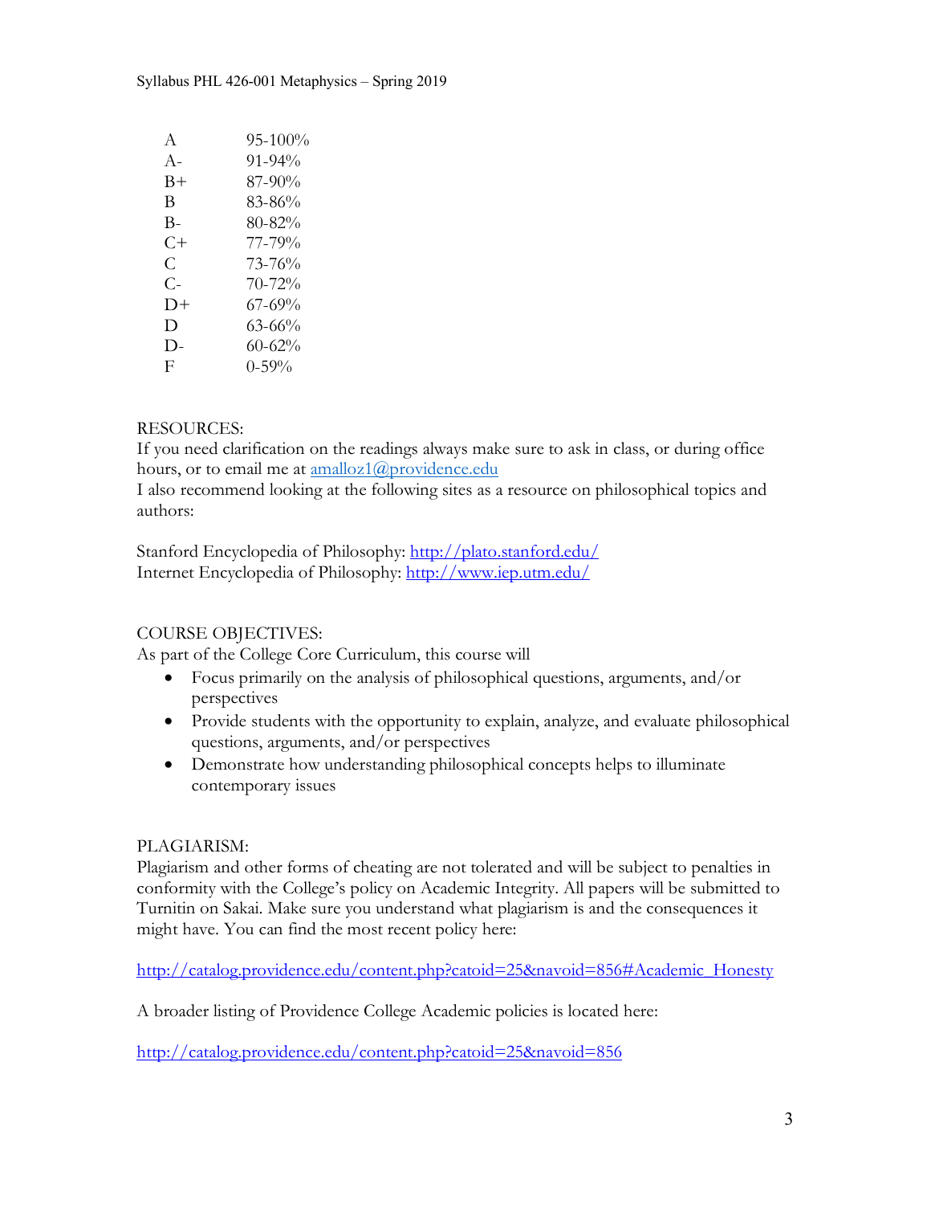| Grade | Range |
|---|---|
| A | 95-100% |
| A- | 91-94% |
| B+ | 87-90% |
| B | 83-86% |
| B- | 80-82% |
| C+ | 77-79% |
| C | 73-76% |
| C- | 70-72% |
| D+ | 67-69% |
| D | 63-66% |
| D- | 60-62% |
| F | 0-59% |

RESOURCES:
If you need clarification on the readings always make sure to ask in class, or during office hours, or to email me at amalloz1@providence.edu
I also recommend looking at the following sites as a resource on philosophical topics and authors:

Stanford Encyclopedia of Philosophy: http://plato.stanford.edu/
Internet Encyclopedia of Philosophy: http://www.iep.utm.edu/

COURSE OBJECTIVES:
As part of the College Core Curriculum, this course will

- Focus primarily on the analysis of philosophical questions, arguments, and/or perspectives
- Provide students with the opportunity to explain, analyze, and evaluate philosophical questions, arguments, and/or perspectives
- Demonstrate how understanding philosophical concepts helps to illuminate contemporary issues

PLAGIARISM:
Plagiarism and other forms of cheating are not tolerated and will be subject to penalties in conformity with the College's policy on Academic Integrity. All papers will be submitted to Turnitin on Sakai. Make sure you understand what plagiarism is and the consequences it might have. You can find the most recent policy here:

http://catalog.providence.edu/content.php?catoid=25&navoid=856#Academic_Honesty

A broader listing of Providence College Academic policies is located here:

http://catalog.providence.edu/content.php?catoid=25&navoid=856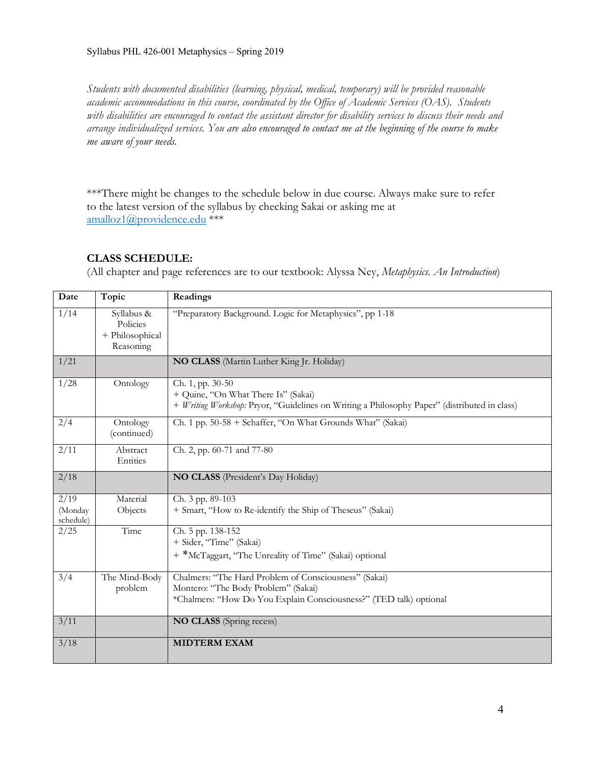*Students with documented disabilities (learning, physical, medical, temporary) will be provided reasonable academic accommodations in this course, coordinated by the Office of Academic Services (OAS). Students with disabilities are encouraged to contact the assistant director for disability services to discuss their needs and arrange individualized services. You are also encouraged to contact me at the beginning of the course to make me aware of your needs.*

***There might be changes to the schedule below in due course. Always make sure to refer to the latest version of the syllabus by checking Sakai or asking me at [amalloz1@providence.edu](mailto:amalloz1@providence.edu) ***

### CLASS SCHEDULE:

(All chapter and page references are to our textbook: Alyssa Ney, *Metaphysics. An Introduction*)

| Date | Topic | Readings |
|---|---|---|
| 1/14 | Syllabus & Policies + Philosophical Reasoning | "Preparatory Background. Logic for Metaphysics", pp 1-18 |
| 1/21 | | **NO CLASS** (Martin Luther King Jr. Holiday) |
| 1/28 | Ontology | Ch. 1, pp. 30-50<br>+ Quine, "On What There Is" (Sakai)<br>+ *Writing Workshop:* Pryor, "Guidelines on Writing a Philosophy Paper" (distributed in class) |
| 2/4 | Ontology (continued) | Ch. 1 pp. 50-58 + Schaffer, "On What Grounds What" (Sakai) |
| 2/11 | Abstract Entities | Ch. 2, pp. 60-71 and 77-80 |
| 2/18 | | **NO CLASS** (President's Day Holiday) |
| 2/19 (Monday schedule) | Material Objects | Ch. 3 pp. 89-103<br>+ Smart, "How to Re-identify the Ship of Theseus" (Sakai) |
| 2/25 | Time | Ch. 5 pp. 138-152<br>+ Sider, "Time" (Sakai)<br>+ *McTaggart, "The Unreality of Time" (Sakai) optional |
| 3/4 | The Mind-Body problem | Chalmers: "The Hard Problem of Consciousness" (Sakai)<br>Montero: "The Body Problem" (Sakai)<br>*Chalmers: "How Do You Explain Consciousness?" (TED talk) optional |
| 3/11 | | **NO CLASS** (Spring recess) |
| 3/18 | | **MIDTERM EXAM** |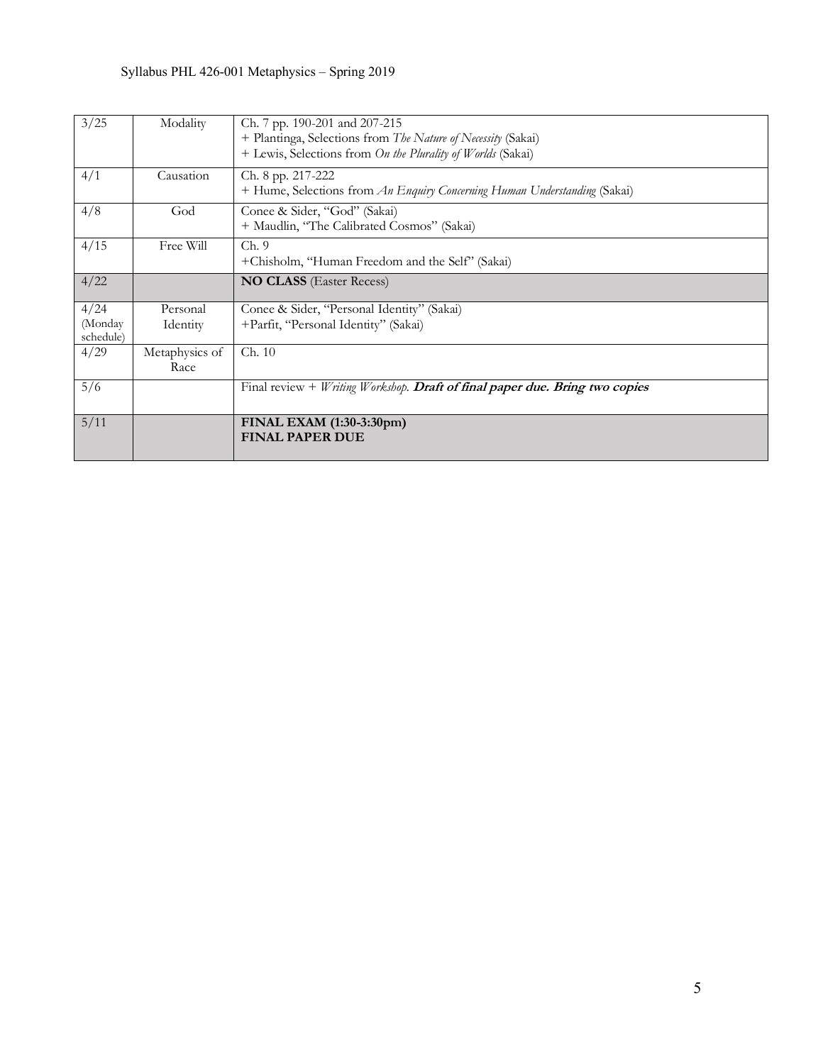| | | |
|---|---|---|
| 3/25 | Modality | Ch. 7 pp. 190-201 and 207-215<br>+ Plantinga, Selections from *The Nature of Necessity* (Sakai)<br>+ Lewis, Selections from *On the Plurality of Worlds* (Sakai) |
| 4/1 | Causation | Ch. 8 pp. 217-222<br>+ Hume, Selections from *An Enquiry Concerning Human Understanding* (Sakai) |
| 4/8 | God | Conee & Sider, "God" (Sakai)<br>+ Maudlin, "The Calibrated Cosmos" (Sakai) |
| 4/15 | Free Will | Ch. 9<br>+Chisholm, "Human Freedom and the Self" (Sakai) |
| 4/22 | | **NO CLASS** (Easter Recess) |
| 4/24 (Monday schedule) | Personal Identity | Conee & Sider, "Personal Identity" (Sakai)<br>+Parfit, "Personal Identity" (Sakai) |
| 4/29 | Metaphysics of Race | Ch. 10 |
| 5/6 | | Final review + *Writing Workshop*. ***Draft of final paper due. Bring two copies*** |
| 5/11 | | **FINAL EXAM (1:30-3:30pm)**<br>**FINAL PAPER DUE** |